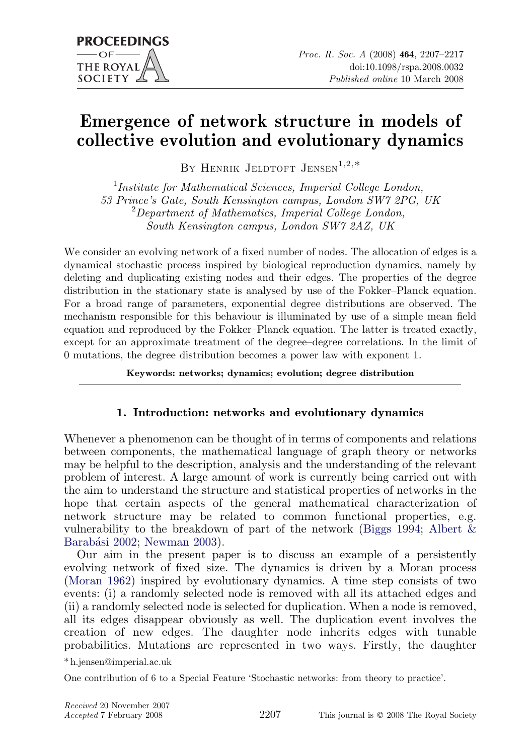# Emergence of network structure in models of collective evolution and evolutionary dynamics

By Henrik Jeldtoft Jensen[1,2,*]

[1]*Institute for Mathematical Sciences, Imperial College London, 53 Prince's Gate, South Kensington campus, London SW7 2PG, UK*
[2]*Department of Mathematics, Imperial College London, South Kensington campus, London SW7 2AZ, UK*

We consider an evolving network of a fixed number of nodes. The allocation of edges is a dynamical stochastic process inspired by biological reproduction dynamics, namely by deleting and duplicating existing nodes and their edges. The properties of the degree distribution in the stationary state is analysed by use of the Fokker–Planck equation. For a broad range of parameters, exponential degree distributions are observed. The mechanism responsible for this behaviour is illuminated by use of a simple mean field equation and reproduced by the Fokker–Planck equation. The latter is treated exactly, except for an approximate treatment of the degree–degree correlations. In the limit of 0 mutations, the degree distribution becomes a power law with exponent 1.

**Keywords: networks; dynamics; evolution; degree distribution**

## 1. Introduction: networks and evolutionary dynamics

Whenever a phenomenon can be thought of in terms of components and relations between components, the mathematical language of graph theory or networks may be helpful to the description, analysis and the understanding of the relevant problem of interest. A large amount of work is currently being carried out with the aim to understand the structure and statistical properties of networks in the hope that certain aspects of the general mathematical characterization of network structure may be related to common functional properties, e.g. vulnerability to the breakdown of part of the network (Biggs 1994; Albert & Barabási 2002; Newman 2003).

Our aim in the present paper is to discuss an example of a persistently evolving network of fixed size. The dynamics is driven by a Moran process (Moran 1962) inspired by evolutionary dynamics. A time step consists of two events: (i) a randomly selected node is removed with all its attached edges and (ii) a randomly selected node is selected for duplication. When a node is removed, all its edges disappear obviously as well. The duplication event involves the creation of new edges. The daughter node inherits edges with tunable probabilities. Mutations are represented in two ways. Firstly, the daughter

\* h.jensen@imperial.ac.uk

One contribution of 6 to a Special Feature 'Stochastic networks: from theory to practice'.

*Received* 20 November 2007
*Accepted* 7 February 2008

This journal is © 2008 The Royal Society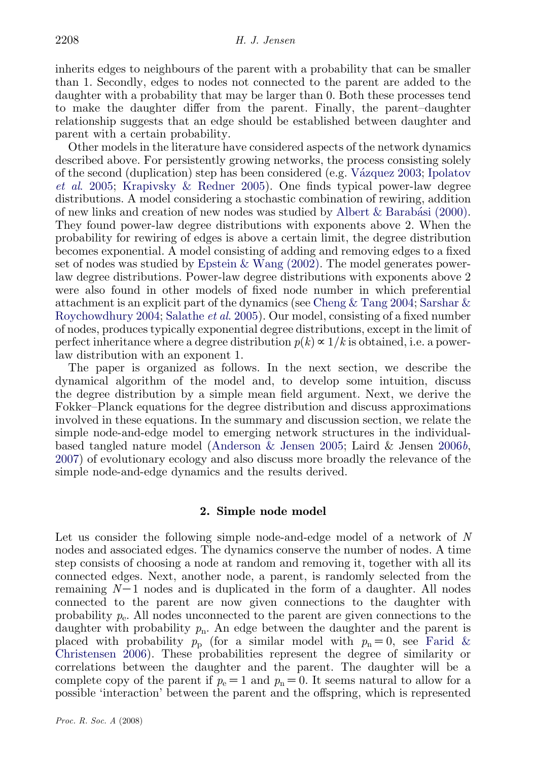inherits edges to neighbours of the parent with a probability that can be smaller than 1. Secondly, edges to nodes not connected to the parent are added to the daughter with a probability that may be larger than 0. Both these processes tend to make the daughter differ from the parent. Finally, the parent–daughter relationship suggests that an edge should be established between daughter and parent with a certain probability.

Other models in the literature have considered aspects of the network dynamics described above. For persistently growing networks, the process consisting solely of the second (duplication) step has been considered (e.g. Vázquez 2003; Ipolatov *et al.* 2005; Krapivsky & Redner 2005). One finds typical power-law degree distributions. A model considering a stochastic combination of rewiring, addition of new links and creation of new nodes was studied by Albert & Barabási (2000). They found power-law degree distributions with exponents above 2. When the probability for rewiring of edges is above a certain limit, the degree distribution becomes exponential. A model consisting of adding and removing edges to a fixed set of nodes was studied by Epstein & Wang (2002). The model generates power-law degree distributions. Power-law degree distributions with exponents above 2 were also found in other models of fixed node number in which preferential attachment is an explicit part of the dynamics (see Cheng & Tang 2004; Sarshar & Roychowdhury 2004; Salathe *et al.* 2005). Our model, consisting of a fixed number of nodes, produces typically exponential degree distributions, except in the limit of perfect inheritance where a degree distribution $p(k) \propto 1/k$ is obtained, i.e. a power-law distribution with an exponent 1.

The paper is organized as follows. In the next section, we describe the dynamical algorithm of the model and, to develop some intuition, discuss the degree distribution by a simple mean field argument. Next, we derive the Fokker–Planck equations for the degree distribution and discuss approximations involved in these equations. In the summary and discussion section, we relate the simple node-and-edge model to emerging network structures in the individual-based tangled nature model (Anderson & Jensen 2005; Laird & Jensen 2006*b*, 2007) of evolutionary ecology and also discuss more broadly the relevance of the simple node-and-edge dynamics and the results derived.

## 2. Simple node model

Let us consider the following simple node-and-edge model of a network of $N$ nodes and associated edges. The dynamics conserve the number of nodes. A time step consists of choosing a node at random and removing it, together with all its connected edges. Next, another node, a parent, is randomly selected from the remaining $N-1$ nodes and is duplicated in the form of a daughter. All nodes connected to the parent are now given connections to the daughter with probability $p_e$. All nodes unconnected to the parent are given connections to the daughter with probability $p_n$. An edge between the daughter and the parent is placed with probability $p_p$ (for a similar model with $p_n = 0$, see Farid & Christensen 2006). These probabilities represent the degree of similarity or correlations between the daughter and the parent. The daughter will be a complete copy of the parent if $p_e = 1$ and $p_n = 0$. It seems natural to allow for a possible 'interaction' between the parent and the offspring, which is represented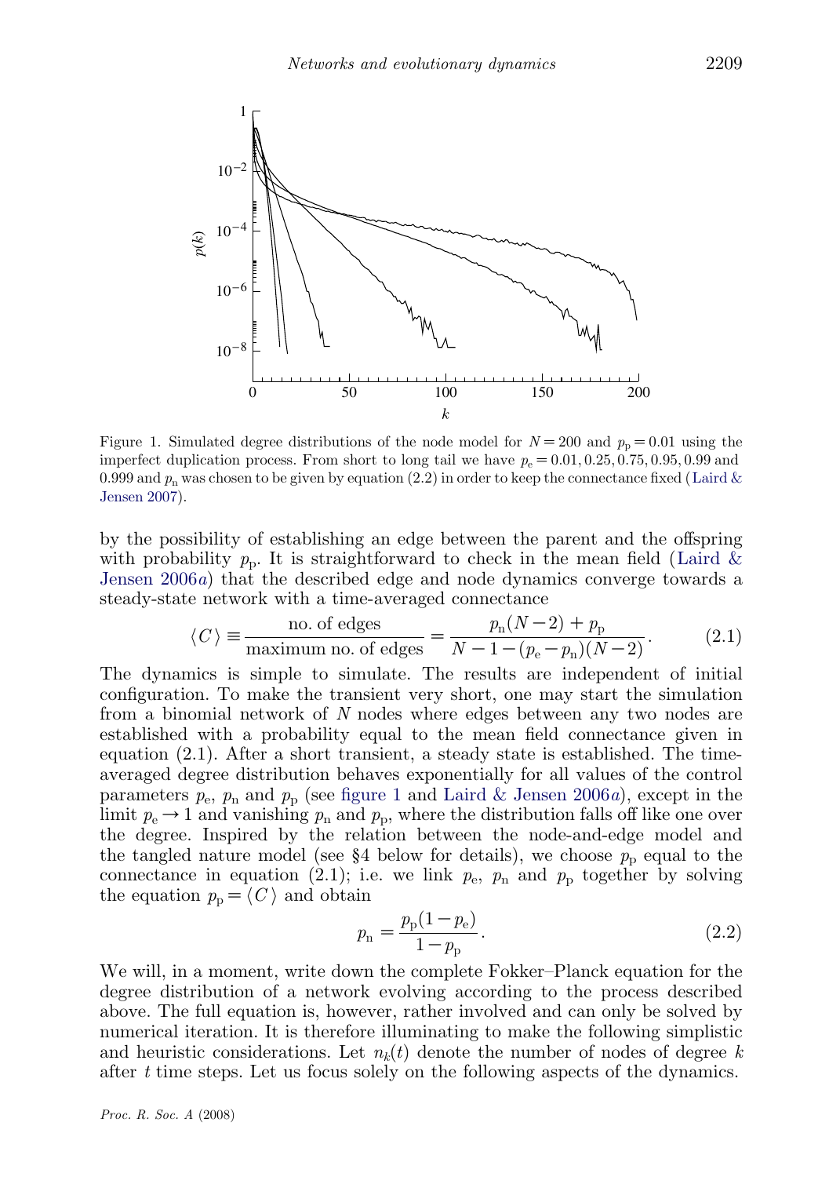Figure 1. Simulated degree distributions of the node model for $N=200$ and $p_{\mathrm{p}}=0.01$ using the imperfect duplication process. From short to long tail we have $p_{\mathrm{e}}=0.01, 0.25, 0.75, 0.95, 0.99$ and 0.999 and $p_{\mathrm{n}}$ was chosen to be given by equation (2.2) in order to keep the connectance fixed (Laird & Jensen 2007).

by the possibility of establishing an edge between the parent and the offspring with probability $p_{\mathrm{p}}$. It is straightforward to check in the mean field (Laird & Jensen 2006*a*) that the described edge and node dynamics converge towards a steady-state network with a time-averaged connectance

$$\langle C \rangle \equiv \frac{\text{no. of edges}}{\text{maximum no. of edges}} = \frac{p_{\mathrm{n}}(N-2)+p_{\mathrm{p}}}{N-1-(p_{\mathrm{e}}-p_{\mathrm{n}})(N-2)}. \tag{2.1}$$

The dynamics is simple to simulate. The results are independent of initial configuration. To make the transient very short, one may start the simulation from a binomial network of $N$ nodes where edges between any two nodes are established with a probability equal to the mean field connectance given in equation (2.1). After a short transient, a steady state is established. The time-averaged degree distribution behaves exponentially for all values of the control parameters $p_{\mathrm{e}}$, $p_{\mathrm{n}}$ and $p_{\mathrm{p}}$ (see figure 1 and Laird & Jensen 2006*a*), except in the limit $p_{\mathrm{e}} \to 1$ and vanishing $p_{\mathrm{n}}$ and $p_{\mathrm{p}}$, where the distribution falls off like one over the degree. Inspired by the relation between the node-and-edge model and the tangled nature model (see §4 below for details), we choose $p_{\mathrm{p}}$ equal to the connectance in equation (2.1); i.e. we link $p_{\mathrm{e}}$, $p_{\mathrm{n}}$ and $p_{\mathrm{p}}$ together by solving the equation $p_{\mathrm{p}}=\langle C \rangle$ and obtain

$$p_{\mathrm{n}} = \frac{p_{\mathrm{p}}(1-p_{\mathrm{e}})}{1-p_{\mathrm{p}}}. \tag{2.2}$$

We will, in a moment, write down the complete Fokker–Planck equation for the degree distribution of a network evolving according to the process described above. The full equation is, however, rather involved and can only be solved by numerical iteration. It is therefore illuminating to make the following simplistic and heuristic considerations. Let $n_k(t)$ denote the number of nodes of degree $k$ after $t$ time steps. Let us focus solely on the following aspects of the dynamics.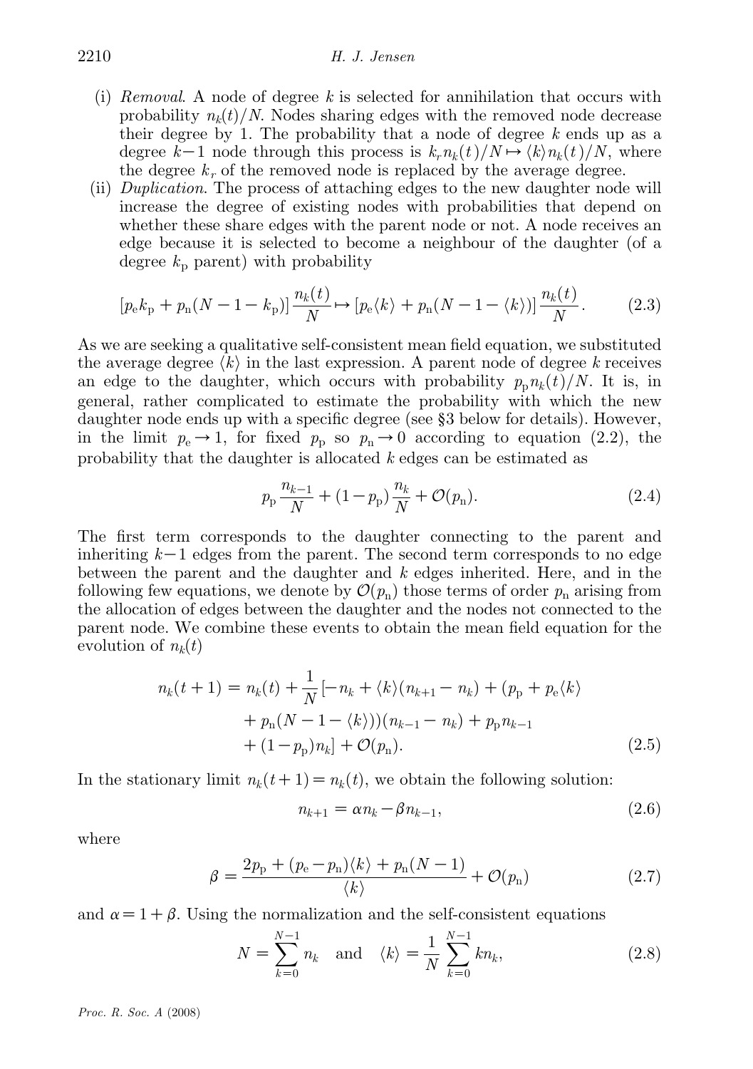(i) *Removal*. A node of degree $k$ is selected for annihilation that occurs with probability $n_k(t)/N$. Nodes sharing edges with the removed node decrease their degree by 1. The probability that a node of degree $k$ ends up as a degree $k-1$ node through this process is $k_r n_k(t)/N \mapsto \langle k \rangle n_k(t)/N$, where the degree $k_r$ of the removed node is replaced by the average degree.

(ii) *Duplication*. The process of attaching edges to the new daughter node will increase the degree of existing nodes with probabilities that depend on whether these share edges with the parent node or not. A node receives an edge because it is selected to become a neighbour of the daughter (of a degree $k_\mathrm{p}$ parent) with probability

$$[p_\mathrm{e} k_\mathrm{p} + p_\mathrm{n}(N-1-k_\mathrm{p})]\frac{n_k(t)}{N} \mapsto [p_\mathrm{e}\langle k \rangle + p_\mathrm{n}(N-1-\langle k \rangle)]\frac{n_k(t)}{N}. \tag{2.3}$$

As we are seeking a qualitative self-consistent mean field equation, we substituted the average degree $\langle k \rangle$ in the last expression. A parent node of degree $k$ receives an edge to the daughter, which occurs with probability $p_\mathrm{p} n_k(t)/N$. It is, in general, rather complicated to estimate the probability with which the new daughter node ends up with a specific degree (see §3 below for details). However, in the limit $p_\mathrm{e} \to 1$, for fixed $p_\mathrm{p}$ so $p_\mathrm{n} \to 0$ according to equation (2.2), the probability that the daughter is allocated $k$ edges can be estimated as

$$p_\mathrm{p}\frac{n_{k-1}}{N} + (1-p_\mathrm{p})\frac{n_k}{N} + \mathcal{O}(p_\mathrm{n}). \tag{2.4}$$

The first term corresponds to the daughter connecting to the parent and inheriting $k-1$ edges from the parent. The second term corresponds to no edge between the parent and the daughter and $k$ edges inherited. Here, and in the following few equations, we denote by $\mathcal{O}(p_\mathrm{n})$ those terms of order $p_\mathrm{n}$ arising from the allocation of edges between the daughter and the nodes not connected to the parent node. We combine these events to obtain the mean field equation for the evolution of $n_k(t)$

$$\begin{aligned} n_k(t+1) = n_k(t) + \frac{1}{N}[&-n_k + \langle k \rangle(n_{k+1} - n_k) + (p_\mathrm{p} + p_\mathrm{e}\langle k \rangle \\ &+ p_\mathrm{n}(N-1-\langle k \rangle))(n_{k-1} - n_k) + p_\mathrm{p} n_{k-1} \\ &+ (1-p_\mathrm{p})n_k] + \mathcal{O}(p_\mathrm{n}). \end{aligned} \tag{2.5}$$

In the stationary limit $n_k(t+1) = n_k(t)$, we obtain the following solution:

$$n_{k+1} = \alpha n_k - \beta n_{k-1}, \tag{2.6}$$

where

$$\beta = \frac{2p_\mathrm{p} + (p_\mathrm{e} - p_\mathrm{n})\langle k \rangle + p_\mathrm{n}(N-1)}{\langle k \rangle} + \mathcal{O}(p_\mathrm{n}) \tag{2.7}$$

and $\alpha = 1 + \beta$. Using the normalization and the self-consistent equations

$$N = \sum_{k=0}^{N-1} n_k \quad \text{and} \quad \langle k \rangle = \frac{1}{N}\sum_{k=0}^{N-1} k n_k, \tag{2.8}$$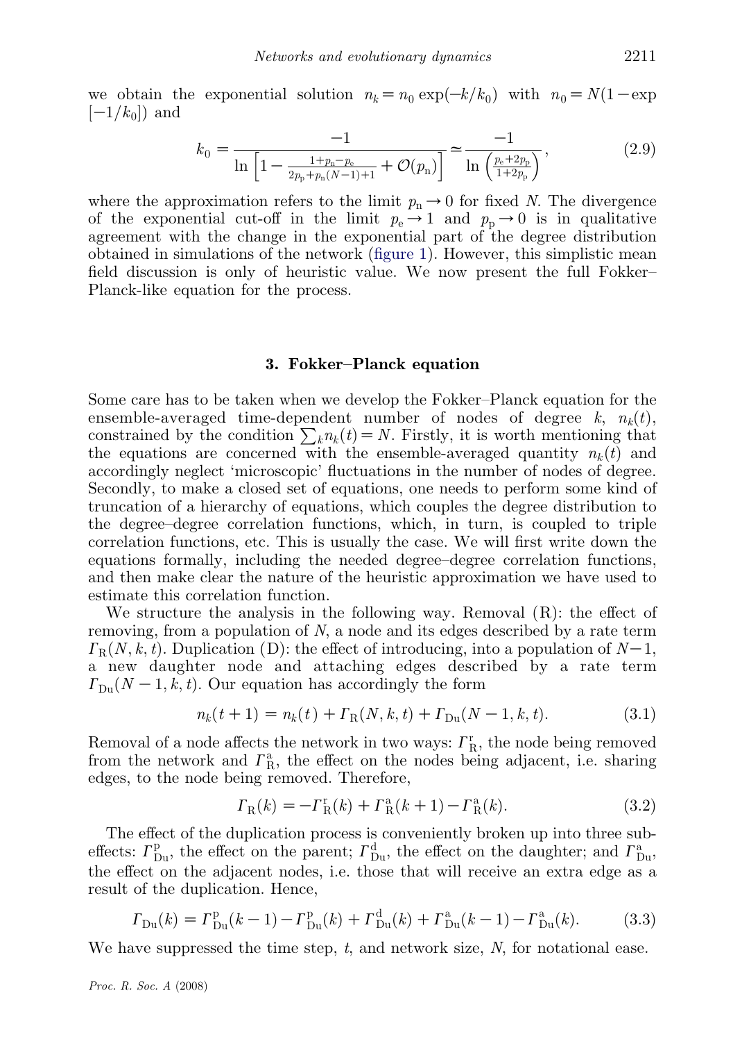we obtain the exponential solution $n_k = n_0 \exp(-k/k_0)$ with $n_0 = N(1-\exp[-1/k_0])$ and

$$k_0 = \frac{-1}{\ln\left[1 - \frac{1+p_n-p_e}{2p_p+p_n(N-1)+1} + \mathcal{O}(p_n)\right]} \simeq \frac{-1}{\ln\left(\frac{p_e+2p_p}{1+2p_p}\right)}, \tag{2.9}$$

where the approximation refers to the limit $p_n \to 0$ for fixed $N$. The divergence of the exponential cut-off in the limit $p_e \to 1$ and $p_p \to 0$ is in qualitative agreement with the change in the exponential part of the degree distribution obtained in simulations of the network (figure 1). However, this simplistic mean field discussion is only of heuristic value. We now present the full Fokker–Planck-like equation for the process.

## 3. Fokker–Planck equation

Some care has to be taken when we develop the Fokker–Planck equation for the ensemble-averaged time-dependent number of nodes of degree $k$, $n_k(t)$, constrained by the condition $\sum_k n_k(t) = N$. Firstly, it is worth mentioning that the equations are concerned with the ensemble-averaged quantity $n_k(t)$ and accordingly neglect 'microscopic' fluctuations in the number of nodes of degree. Secondly, to make a closed set of equations, one needs to perform some kind of truncation of a hierarchy of equations, which couples the degree distribution to the degree–degree correlation functions, which, in turn, is coupled to triple correlation functions, etc. This is usually the case. We will first write down the equations formally, including the needed degree–degree correlation functions, and then make clear the nature of the heuristic approximation we have used to estimate this correlation function.

We structure the analysis in the following way. Removal (R): the effect of removing, from a population of $N$, a node and its edges described by a rate term $\Gamma_R(N, k, t)$. Duplication (D): the effect of introducing, into a population of $N-1$, a new daughter node and attaching edges described by a rate term $\Gamma_{Du}(N-1, k, t)$. Our equation has accordingly the form

$$n_k(t+1) = n_k(t) + \Gamma_R(N, k, t) + \Gamma_{Du}(N-1, k, t). \tag{3.1}$$

Removal of a node affects the network in two ways: $\Gamma_R^r$, the node being removed from the network and $\Gamma_R^a$, the effect on the nodes being adjacent, i.e. sharing edges, to the node being removed. Therefore,

$$\Gamma_R(k) = -\Gamma_R^r(k) + \Gamma_R^a(k+1) - \Gamma_R^a(k). \tag{3.2}$$

The effect of the duplication process is conveniently broken up into three sub-effects: $\Gamma_{Du}^p$, the effect on the parent; $\Gamma_{Du}^d$, the effect on the daughter; and $\Gamma_{Du}^a$, the effect on the adjacent nodes, i.e. those that will receive an extra edge as a result of the duplication. Hence,

$$\Gamma_{Du}(k) = \Gamma_{Du}^p(k-1) - \Gamma_{Du}^p(k) + \Gamma_{Du}^d(k) + \Gamma_{Du}^a(k-1) - \Gamma_{Du}^a(k). \tag{3.3}$$

We have suppressed the time step, $t$, and network size, $N$, for notational ease.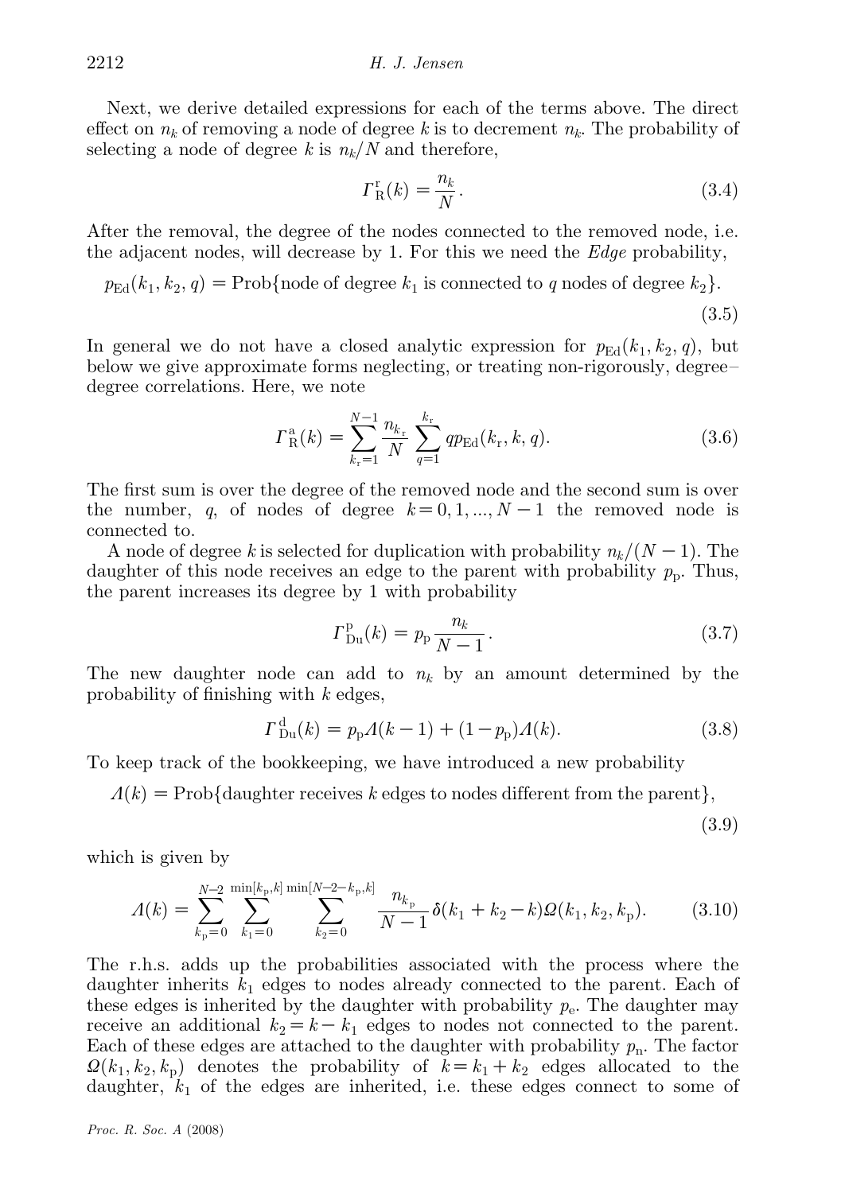Next, we derive detailed expressions for each of the terms above. The direct effect on $n_k$ of removing a node of degree $k$ is to decrement $n_k$. The probability of selecting a node of degree $k$ is $n_k/N$ and therefore,

$$\Gamma_{\mathrm{R}}^{\mathrm{r}}(k) = \frac{n_k}{N}. \tag{3.4}$$

After the removal, the degree of the nodes connected to the removed node, i.e. the adjacent nodes, will decrease by 1. For this we need the *Edge* probability,

$$p_{\mathrm{Ed}}(k_1, k_2, q) = \mathrm{Prob}\{\text{node of degree } k_1 \text{ is connected to } q \text{ nodes of degree } k_2\}. \tag{3.5}$$

In general we do not have a closed analytic expression for $p_{\mathrm{Ed}}(k_1, k_2, q)$, but below we give approximate forms neglecting, or treating non-rigorously, degree–degree correlations. Here, we note

$$\Gamma_{\mathrm{R}}^{\mathrm{a}}(k) = \sum_{k_{\mathrm{r}}=1}^{N-1} \frac{n_{k_{\mathrm{r}}}}{N} \sum_{q=1}^{k_{\mathrm{r}}} q p_{\mathrm{Ed}}(k_{\mathrm{r}}, k, q). \tag{3.6}$$

The first sum is over the degree of the removed node and the second sum is over the number, $q$, of nodes of degree $k = 0, 1, \ldots, N-1$ the removed node is connected to.

A node of degree $k$ is selected for duplication with probability $n_k/(N-1)$. The daughter of this node receives an edge to the parent with probability $p_{\mathrm{p}}$. Thus, the parent increases its degree by 1 with probability

$$\Gamma_{\mathrm{Du}}^{\mathrm{p}}(k) = p_{\mathrm{p}} \frac{n_k}{N-1}. \tag{3.7}$$

The new daughter node can add to $n_k$ by an amount determined by the probability of finishing with $k$ edges,

$$\Gamma_{\mathrm{Du}}^{\mathrm{d}}(k) = p_{\mathrm{p}} \Lambda(k-1) + (1-p_{\mathrm{p}}) \Lambda(k). \tag{3.8}$$

To keep track of the bookkeeping, we have introduced a new probability

$$\Lambda(k) = \mathrm{Prob}\{\text{daughter receives } k \text{ edges to nodes different from the parent}\}, \tag{3.9}$$

which is given by

$$\Lambda(k) = \sum_{k_{\mathrm{p}}=0}^{N-2} \sum_{k_1=0}^{\min[k_{\mathrm{p}},k]} \sum_{k_2=0}^{\min[N-2-k_{\mathrm{p}},k]} \frac{n_{k_{\mathrm{p}}}}{N-1} \delta(k_1 + k_2 - k) \Omega(k_1, k_2, k_{\mathrm{p}}). \tag{3.10}$$

The r.h.s. adds up the probabilities associated with the process where the daughter inherits $k_1$ edges to nodes already connected to the parent. Each of these edges is inherited by the daughter with probability $p_{\mathrm{e}}$. The daughter may receive an additional $k_2 = k - k_1$ edges to nodes not connected to the parent. Each of these edges are attached to the daughter with probability $p_{\mathrm{n}}$. The factor $\Omega(k_1, k_2, k_{\mathrm{p}})$ denotes the probability of $k = k_1 + k_2$ edges allocated to the daughter, $k_1$ of the edges are inherited, i.e. these edges connect to some of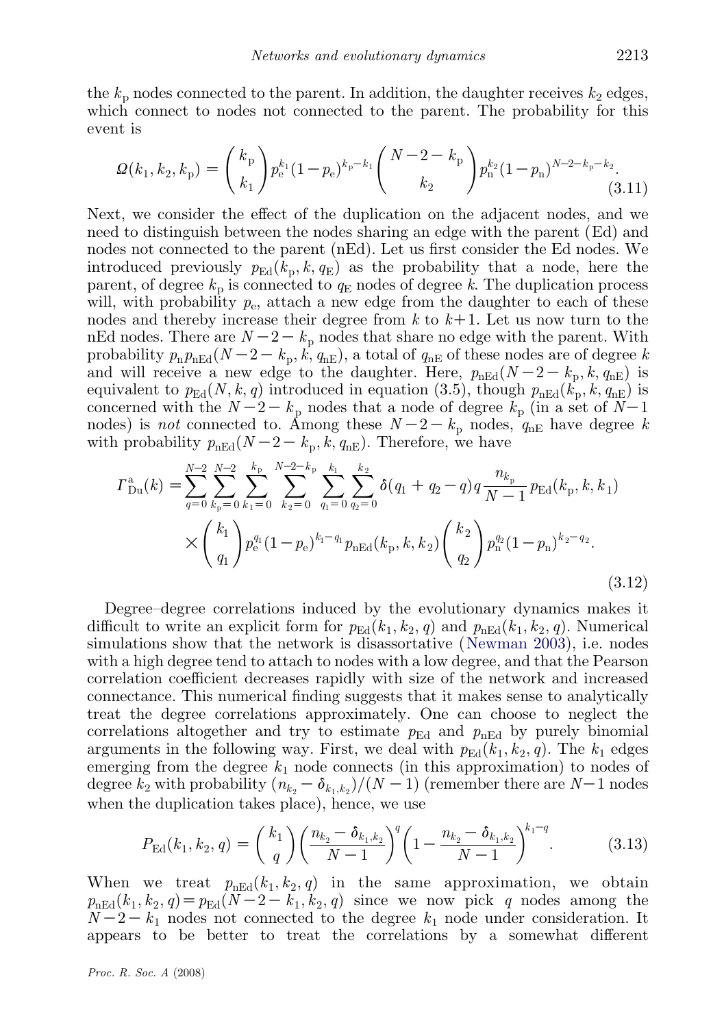the $k_\mathrm{p}$ nodes connected to the parent. In addition, the daughter receives $k_2$ edges, which connect to nodes not connected to the parent. The probability for this event is

$$\Omega(k_1,k_2,k_\mathrm{p}) = \binom{k_\mathrm{p}}{k_1} p_\mathrm{e}^{k_1}(1-p_\mathrm{e})^{k_\mathrm{p}-k_1}\binom{N-2-k_\mathrm{p}}{k_2} p_\mathrm{n}^{k_2}(1-p_\mathrm{n})^{N-2-k_\mathrm{p}-k_2}. \tag{3.11}$$

Next, we consider the effect of the duplication on the adjacent nodes, and we need to distinguish between the nodes sharing an edge with the parent (Ed) and nodes not connected to the parent (nEd). Let us first consider the Ed nodes. We introduced previously $p_\mathrm{Ed}(k_\mathrm{p},k,q_\mathrm{E})$ as the probability that a node, here the parent, of degree $k_\mathrm{p}$ is connected to $q_\mathrm{E}$ nodes of degree $k$. The duplication process will, with probability $p_\mathrm{e}$, attach a new edge from the daughter to each of these nodes and thereby increase their degree from $k$ to $k+1$. Let us now turn to the nEd nodes. There are $N-2-k_\mathrm{p}$ nodes that share no edge with the parent. With probability $p_\mathrm{n} p_\mathrm{nEd}(N-2-k_\mathrm{p},k,q_\mathrm{nE})$, a total of $q_\mathrm{nE}$ of these nodes are of degree $k$ and will receive a new edge to the daughter. Here, $p_\mathrm{nEd}(N-2-k_\mathrm{p},k,q_\mathrm{nE})$ is equivalent to $p_\mathrm{Ed}(N,k,q)$ introduced in equation (3.5), though $p_\mathrm{nEd}(k_\mathrm{p},k,q_\mathrm{nE})$ is concerned with the $N-2-k_\mathrm{p}$ nodes that a node of degree $k_\mathrm{p}$ (in a set of $N-1$ nodes) is *not* connected to. Among these $N-2-k_\mathrm{p}$ nodes, $q_\mathrm{nE}$ have degree $k$ with probability $p_\mathrm{nEd}(N-2-k_\mathrm{p},k,q_\mathrm{nE})$. Therefore, we have

$$\begin{aligned}\Gamma^\mathrm{a}_\mathrm{Du}(k) = &\sum_{q=0}^{N-2}\sum_{k_\mathrm{p}=0}^{N-2}\sum_{k_1=0}^{k_\mathrm{p}}\sum_{k_2=0}^{N-2-k_\mathrm{p}}\sum_{q_1=0}^{k_1}\sum_{q_2=0}^{k_2}\delta(q_1+q_2-q)\,q\,\frac{n_{k_\mathrm{p}}}{N-1}\,p_\mathrm{Ed}(k_\mathrm{p},k,k_1)\\ &\times\binom{k_1}{q_1}p_\mathrm{e}^{q_1}(1-p_\mathrm{e})^{k_1-q_1}p_\mathrm{nEd}(k_\mathrm{p},k,k_2)\binom{k_2}{q_2}p_\mathrm{n}^{q_2}(1-p_\mathrm{n})^{k_2-q_2}.\end{aligned} \tag{3.12}$$

Degree–degree correlations induced by the evolutionary dynamics makes it difficult to write an explicit form for $p_\mathrm{Ed}(k_1,k_2,q)$ and $p_\mathrm{nEd}(k_1,k_2,q)$. Numerical simulations show that the network is disassortative (Newman 2003), i.e. nodes with a high degree tend to attach to nodes with a low degree, and that the Pearson correlation coefficient decreases rapidly with size of the network and increased connectance. This numerical finding suggests that it makes sense to analytically treat the degree correlations approximately. One can choose to neglect the correlations altogether and try to estimate $p_\mathrm{Ed}$ and $p_\mathrm{nEd}$ by purely binomial arguments in the following way. First, we deal with $p_\mathrm{Ed}(k_1,k_2,q)$. The $k_1$ edges emerging from the degree $k_1$ node connects (in this approximation) to nodes of degree $k_2$ with probability $(n_{k_2}-\delta_{k_1,k_2})/(N-1)$ (remember there are $N-1$ nodes when the duplication takes place), hence, we use

$$P_\mathrm{Ed}(k_1,k_2,q) = \binom{k_1}{q}\left(\frac{n_{k_2}-\delta_{k_1,k_2}}{N-1}\right)^q\left(1-\frac{n_{k_2}-\delta_{k_1,k_2}}{N-1}\right)^{k_1-q}. \tag{3.13}$$

When we treat $p_\mathrm{nEd}(k_1,k_2,q)$ in the same approximation, we obtain $p_\mathrm{nEd}(k_1,k_2,q)=p_\mathrm{Ed}(N-2-k_1,k_2,q)$ since we now pick $q$ nodes among the $N-2-k_1$ nodes not connected to the degree $k_1$ node under consideration. It appears to be better to treat the correlations by a somewhat different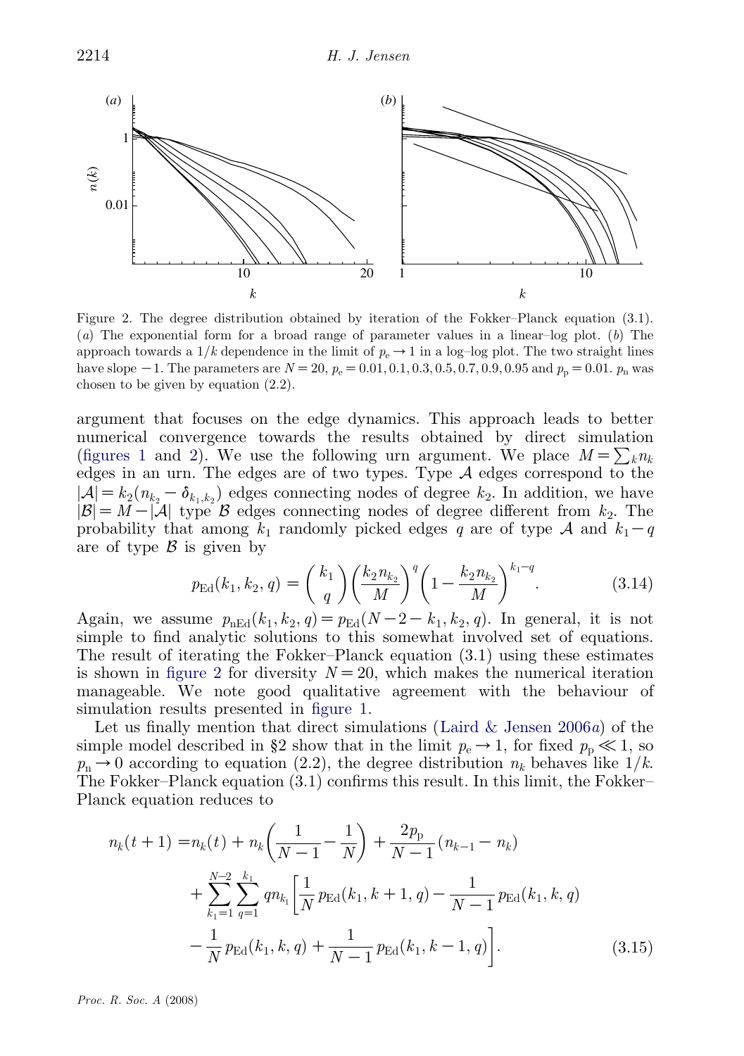Figure 2. The degree distribution obtained by iteration of the Fokker–Planck equation (3.1). (*a*) The exponential form for a broad range of parameter values in a linear–log plot. (*b*) The approach towards a $1/k$ dependence in the limit of $p_e \to 1$ in a log–log plot. The two straight lines have slope $-1$. The parameters are $N=20$, $p_e = 0.01, 0.1, 0.3, 0.5, 0.7, 0.9, 0.95$ and $p_p = 0.01$. $p_n$ was chosen to be given by equation (2.2).

argument that focuses on the edge dynamics. This approach leads to better numerical convergence towards the results obtained by direct simulation (figures 1 and 2). We use the following urn argument. We place $M=\sum_k n_k$ edges in an urn. The edges are of two types. Type $\mathcal{A}$ edges correspond to the $|\mathcal{A}| = k_2(n_{k_2} - \delta_{k_1,k_2})$ edges connecting nodes of degree $k_2$. In addition, we have $|\mathcal{B}| = M - |\mathcal{A}|$ type $\mathcal{B}$ edges connecting nodes of degree different from $k_2$. The probability that among $k_1$ randomly picked edges $q$ are of type $\mathcal{A}$ and $k_1 - q$ are of type $\mathcal{B}$ is given by

$$p_{\mathrm{Ed}}(k_1, k_2, q) = \binom{k_1}{q}\left(\frac{k_2 n_{k_2}}{M}\right)^q \left(1 - \frac{k_2 n_{k_2}}{M}\right)^{k_1 - q}. \tag{3.14}$$

Again, we assume $p_{\mathrm{nEd}}(k_1, k_2, q) = p_{\mathrm{Ed}}(N-2-k_1, k_2, q)$. In general, it is not simple to find analytic solutions to this somewhat involved set of equations. The result of iterating the Fokker–Planck equation (3.1) using these estimates is shown in figure 2 for diversity $N=20$, which makes the numerical iteration manageable. We note good qualitative agreement with the behaviour of simulation results presented in figure 1.

Let us finally mention that direct simulations (Laird & Jensen 2006*a*) of the simple model described in §2 show that in the limit $p_e \to 1$, for fixed $p_p \ll 1$, so $p_n \to 0$ according to equation (2.2), the degree distribution $n_k$ behaves like $1/k$. The Fokker–Planck equation (3.1) confirms this result. In this limit, the Fokker–Planck equation reduces to

$$\begin{aligned} n_k(t+1) = {} & n_k(t) + n_k\left(\frac{1}{N-1} - \frac{1}{N}\right) + \frac{2p_p}{N-1}(n_{k-1} - n_k) \\ & + \sum_{k_1=1}^{N-2} \sum_{q=1}^{k_1} q n_{k_1}\left[\frac{1}{N} p_{\mathrm{Ed}}(k_1, k+1, q) - \frac{1}{N-1} p_{\mathrm{Ed}}(k_1, k, q)\right. \\ & \left. - \frac{1}{N} p_{\mathrm{Ed}}(k_1, k, q) + \frac{1}{N-1} p_{\mathrm{Ed}}(k_1, k-1, q)\right]. \end{aligned} \tag{3.15}$$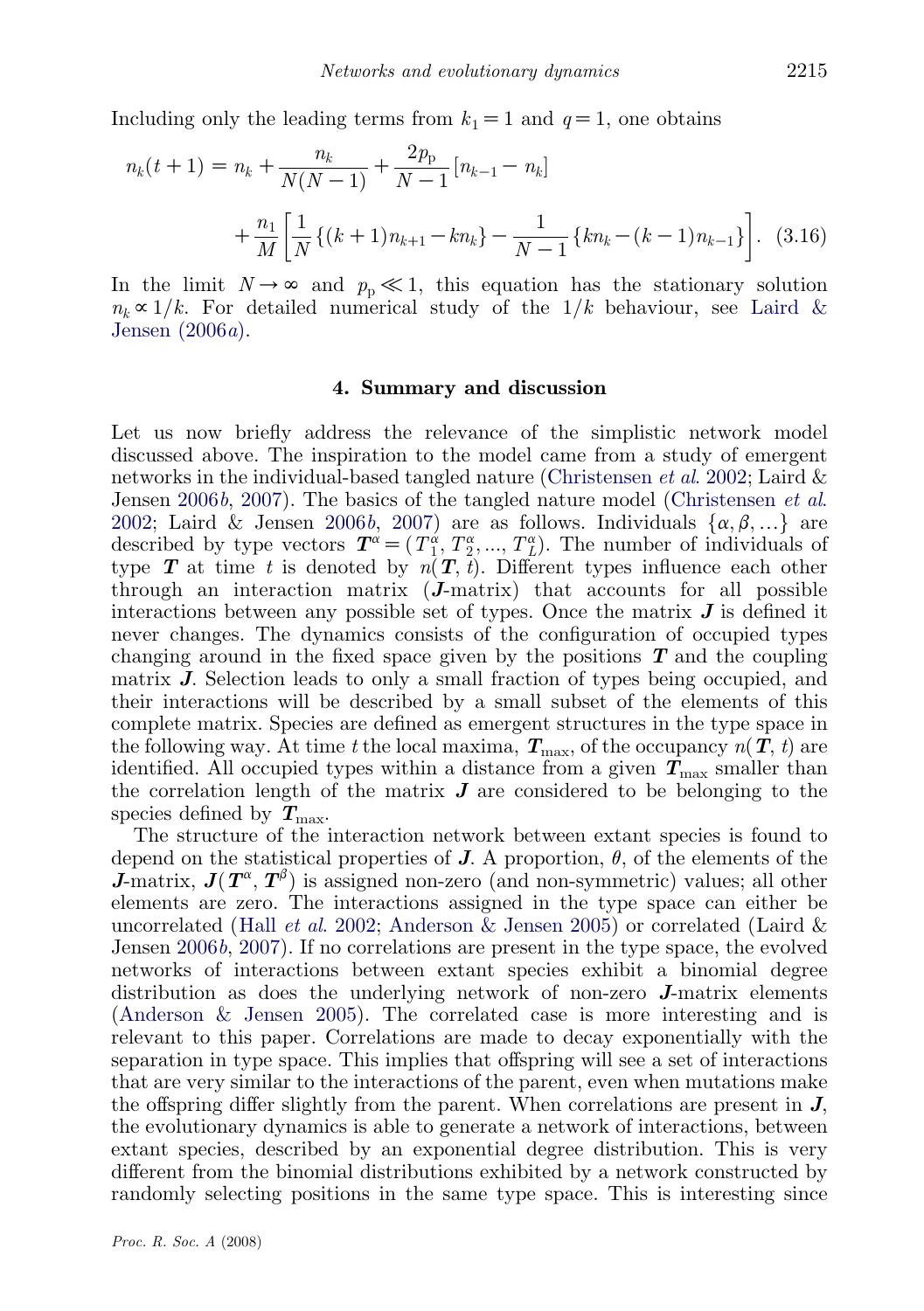Including only the leading terms from $k_1 = 1$ and $q = 1$, one obtains

$$
\begin{aligned}
n_k(t+1) = n_k + \frac{n_k}{N(N-1)} + \frac{2p_\mathrm{p}}{N-1}[n_{k-1} - n_k] \\
+ \frac{n_1}{M}\left[\frac{1}{N}\{(k+1)n_{k+1} - kn_k\} - \frac{1}{N-1}\{kn_k - (k-1)n_{k-1}\}\right]. \quad (3.16)
\end{aligned}
$$

In the limit $N \to \infty$ and $p_\mathrm{p} \ll 1$, this equation has the stationary solution $n_k \propto 1/k$. For detailed numerical study of the $1/k$ behaviour, see Laird & Jensen (2006*a*).

## 4. Summary and discussion

Let us now briefly address the relevance of the simplistic network model discussed above. The inspiration to the model came from a study of emergent networks in the individual-based tangled nature (Christensen *et al.* 2002; Laird & Jensen 2006*b*, 2007). The basics of the tangled nature model (Christensen *et al.* 2002; Laird & Jensen 2006*b*, 2007) are as follows. Individuals $\{\alpha, \beta, \ldots\}$ are described by type vectors $\boldsymbol{T}^\alpha = (T_1^\alpha, T_2^\alpha, \ldots, T_L^\alpha)$. The number of individuals of type $\boldsymbol{T}$ at time $t$ is denoted by $n(\boldsymbol{T}, t)$. Different types influence each other through an interaction matrix ($\boldsymbol{J}$-matrix) that accounts for all possible interactions between any possible set of types. Once the matrix $\boldsymbol{J}$ is defined it never changes. The dynamics consists of the configuration of occupied types changing around in the fixed space given by the positions $\boldsymbol{T}$ and the coupling matrix $\boldsymbol{J}$. Selection leads to only a small fraction of types being occupied, and their interactions will be described by a small subset of the elements of this complete matrix. Species are defined as emergent structures in the type space in the following way. At time $t$ the local maxima, $\boldsymbol{T}_\mathrm{max}$, of the occupancy $n(\boldsymbol{T}, t)$ are identified. All occupied types within a distance from a given $\boldsymbol{T}_\mathrm{max}$ smaller than the correlation length of the matrix $\boldsymbol{J}$ are considered to be belonging to the species defined by $\boldsymbol{T}_\mathrm{max}$.

The structure of the interaction network between extant species is found to depend on the statistical properties of $\boldsymbol{J}$. A proportion, $\theta$, of the elements of the $\boldsymbol{J}$-matrix, $\boldsymbol{J}(\boldsymbol{T}^\alpha, \boldsymbol{T}^\beta)$ is assigned non-zero (and non-symmetric) values; all other elements are zero. The interactions assigned in the type space can either be uncorrelated (Hall *et al.* 2002; Anderson & Jensen 2005) or correlated (Laird & Jensen 2006*b*, 2007). If no correlations are present in the type space, the evolved networks of interactions between extant species exhibit a binomial degree distribution as does the underlying network of non-zero $\boldsymbol{J}$-matrix elements (Anderson & Jensen 2005). The correlated case is more interesting and is relevant to this paper. Correlations are made to decay exponentially with the separation in type space. This implies that offspring will see a set of interactions that are very similar to the interactions of the parent, even when mutations make the offspring differ slightly from the parent. When correlations are present in $\boldsymbol{J}$, the evolutionary dynamics is able to generate a network of interactions, between extant species, described by an exponential degree distribution. This is very different from the binomial distributions exhibited by a network constructed by randomly selecting positions in the same type space. This is interesting since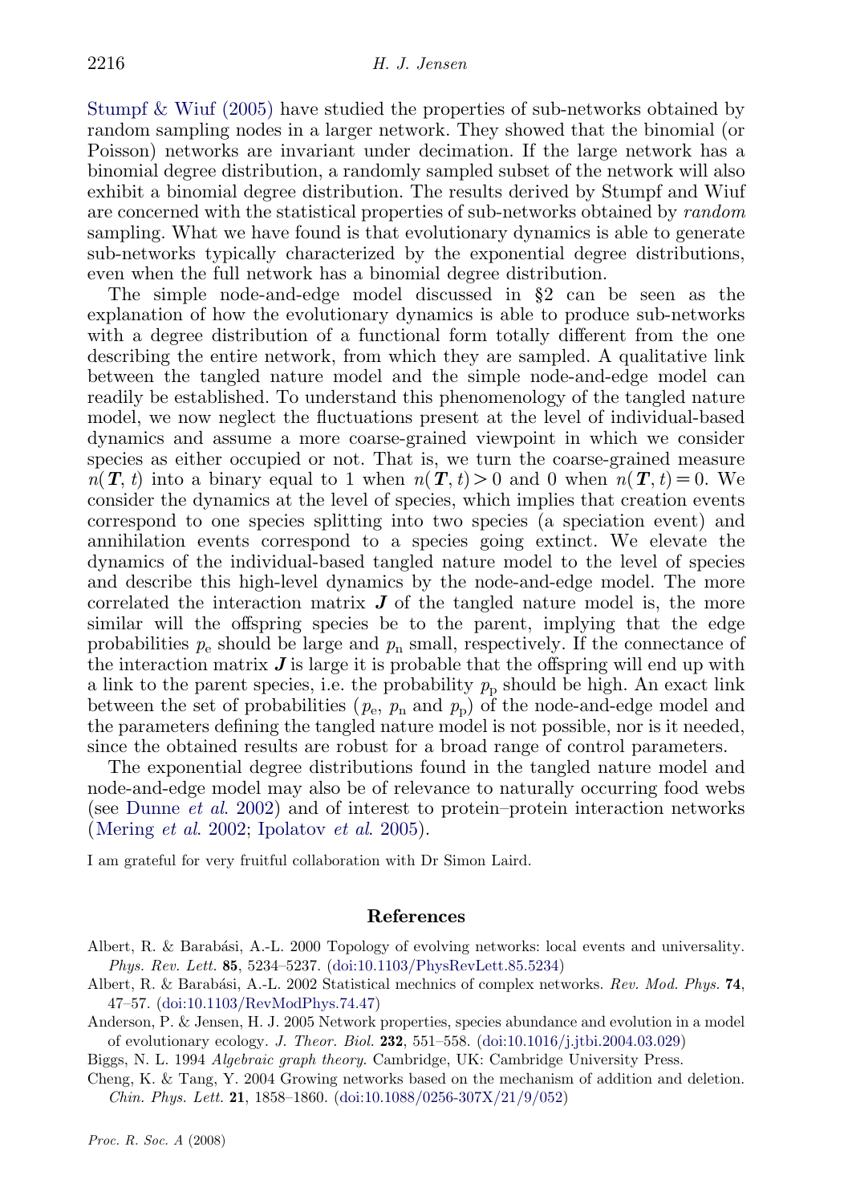Stumpf & Wiuf (2005) have studied the properties of sub-networks obtained by random sampling nodes in a larger network. They showed that the binomial (or Poisson) networks are invariant under decimation. If the large network has a binomial degree distribution, a randomly sampled subset of the network will also exhibit a binomial degree distribution. The results derived by Stumpf and Wiuf are concerned with the statistical properties of sub-networks obtained by *random* sampling. What we have found is that evolutionary dynamics is able to generate sub-networks typically characterized by the exponential degree distributions, even when the full network has a binomial degree distribution.

The simple node-and-edge model discussed in §2 can be seen as the explanation of how the evolutionary dynamics is able to produce sub-networks with a degree distribution of a functional form totally different from the one describing the entire network, from which they are sampled. A qualitative link between the tangled nature model and the simple node-and-edge model can readily be established. To understand this phenomenology of the tangled nature model, we now neglect the fluctuations present at the level of individual-based dynamics and assume a more coarse-grained viewpoint in which we consider species as either occupied or not. That is, we turn the coarse-grained measure $n(\boldsymbol{T}, t)$ into a binary equal to 1 when $n(\boldsymbol{T}, t) > 0$ and 0 when $n(\boldsymbol{T}, t) = 0$. We consider the dynamics at the level of species, which implies that creation events correspond to one species splitting into two species (a speciation event) and annihilation events correspond to a species going extinct. We elevate the dynamics of the individual-based tangled nature model to the level of species and describe this high-level dynamics by the node-and-edge model. The more correlated the interaction matrix $\boldsymbol{J}$ of the tangled nature model is, the more similar will the offspring species be to the parent, implying that the edge probabilities $p_{\rm e}$ should be large and $p_{\rm n}$ small, respectively. If the connectance of the interaction matrix $\boldsymbol{J}$ is large it is probable that the offspring will end up with a link to the parent species, i.e. the probability $p_{\rm p}$ should be high. An exact link between the set of probabilities ($p_{\rm e}$, $p_{\rm n}$ and $p_{\rm p}$) of the node-and-edge model and the parameters defining the tangled nature model is not possible, nor is it needed, since the obtained results are robust for a broad range of control parameters.

The exponential degree distributions found in the tangled nature model and node-and-edge model may also be of relevance to naturally occurring food webs (see Dunne *et al.* 2002) and of interest to protein–protein interaction networks (Mering *et al.* 2002; Ipolatov *et al.* 2005).

I am grateful for very fruitful collaboration with Dr Simon Laird.

## References

Albert, R. & Barabási, A.-L. 2000 Topology of evolving networks: local events and universality. *Phys. Rev. Lett.* **85**, 5234–5237. (doi:10.1103/PhysRevLett.85.5234)

Albert, R. & Barabási, A.-L. 2002 Statistical mechnics of complex networks. *Rev. Mod. Phys.* **74**, 47–57. (doi:10.1103/RevModPhys.74.47)

Anderson, P. & Jensen, H. J. 2005 Network properties, species abundance and evolution in a model of evolutionary ecology. *J. Theor. Biol.* **232**, 551–558. (doi:10.1016/j.jtbi.2004.03.029)

Biggs, N. L. 1994 *Algebraic graph theory*. Cambridge, UK: Cambridge University Press.

Cheng, K. & Tang, Y. 2004 Growing networks based on the mechanism of addition and deletion. *Chin. Phys. Lett.* **21**, 1858–1860. (doi:10.1088/0256-307X/21/9/052)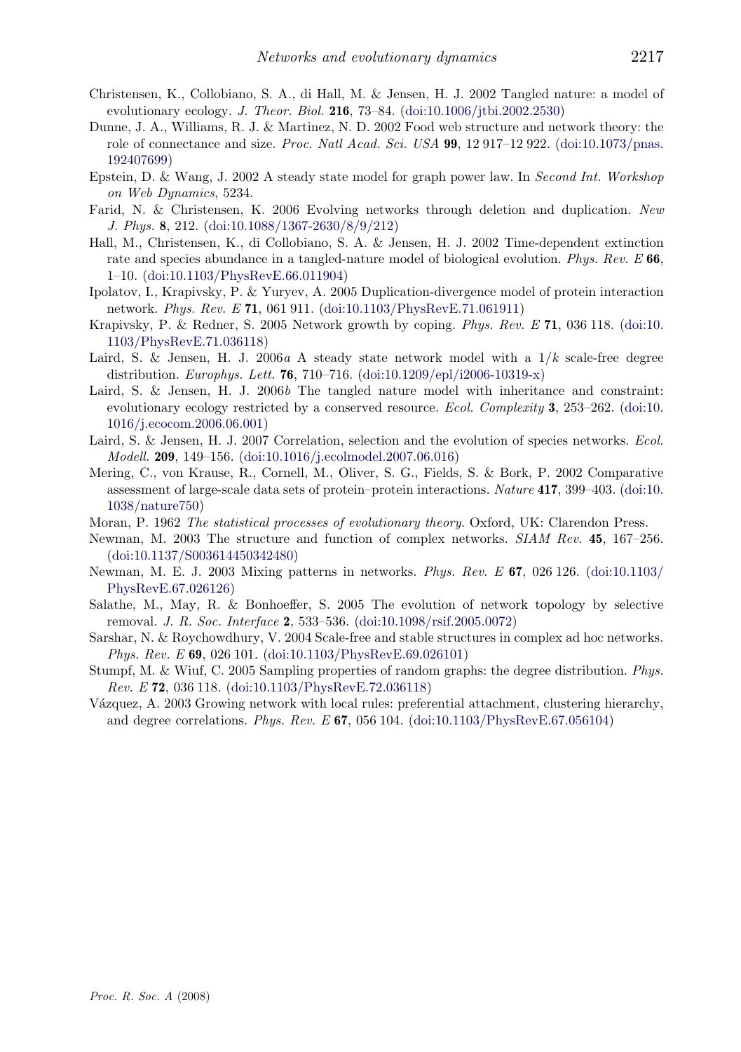Christensen, K., Collobiano, S. A., di Hall, M. & Jensen, H. J. 2002 Tangled nature: a model of evolutionary ecology. *J. Theor. Biol.* **216**, 73–84. (doi:10.1006/jtbi.2002.2530)

Dunne, J. A., Williams, R. J. & Martinez, N. D. 2002 Food web structure and network theory: the role of connectance and size. *Proc. Natl Acad. Sci. USA* **99**, 12 917–12 922. (doi:10.1073/pnas.192407699)

Epstein, D. & Wang, J. 2002 A steady state model for graph power law. In *Second Int. Workshop on Web Dynamics*, 5234.

Farid, N. & Christensen, K. 2006 Evolving networks through deletion and duplication. *New J. Phys.* **8**, 212. (doi:10.1088/1367-2630/8/9/212)

Hall, M., Christensen, K., di Collobiano, S. A. & Jensen, H. J. 2002 Time-dependent extinction rate and species abundance in a tangled-nature model of biological evolution. *Phys. Rev. E* **66**, 1–10. (doi:10.1103/PhysRevE.66.011904)

Ipolatov, I., Krapivsky, P. & Yuryev, A. 2005 Duplication-divergence model of protein interaction network. *Phys. Rev. E* **71**, 061 911. (doi:10.1103/PhysRevE.71.061911)

Krapivsky, P. & Redner, S. 2005 Network growth by coping. *Phys. Rev. E* **71**, 036 118. (doi:10.1103/PhysRevE.71.036118)

Laird, S. & Jensen, H. J. 2006*a* A steady state network model with a $1/k$ scale-free degree distribution. *Europhys. Lett.* **76**, 710–716. (doi:10.1209/epl/i2006-10319-x)

Laird, S. & Jensen, H. J. 2006*b* The tangled nature model with inheritance and constraint: evolutionary ecology restricted by a conserved resource. *Ecol. Complexity* **3**, 253–262. (doi:10.1016/j.ecocom.2006.06.001)

Laird, S. & Jensen, H. J. 2007 Correlation, selection and the evolution of species networks. *Ecol. Modell.* **209**, 149–156. (doi:10.1016/j.ecolmodel.2007.06.016)

Mering, C., von Krause, R., Cornell, M., Oliver, S. G., Fields, S. & Bork, P. 2002 Comparative assessment of large-scale data sets of protein–protein interactions. *Nature* **417**, 399–403. (doi:10.1038/nature750)

Moran, P. 1962 *The statistical processes of evolutionary theory*. Oxford, UK: Clarendon Press.

Newman, M. 2003 The structure and function of complex networks. *SIAM Rev.* **45**, 167–256. (doi:10.1137/S003614450342480)

Newman, M. E. J. 2003 Mixing patterns in networks. *Phys. Rev. E* **67**, 026 126. (doi:10.1103/PhysRevE.67.026126)

Salathe, M., May, R. & Bonhoeffer, S. 2005 The evolution of network topology by selective removal. *J. R. Soc. Interface* **2**, 533–536. (doi:10.1098/rsif.2005.0072)

Sarshar, N. & Roychowdhury, V. 2004 Scale-free and stable structures in complex ad hoc networks. *Phys. Rev. E* **69**, 026 101. (doi:10.1103/PhysRevE.69.026101)

Stumpf, M. & Wiuf, C. 2005 Sampling properties of random graphs: the degree distribution. *Phys. Rev. E* **72**, 036 118. (doi:10.1103/PhysRevE.72.036118)

Vázquez, A. 2003 Growing network with local rules: preferential attachment, clustering hierarchy, and degree correlations. *Phys. Rev. E* **67**, 056 104. (doi:10.1103/PhysRevE.67.056104)